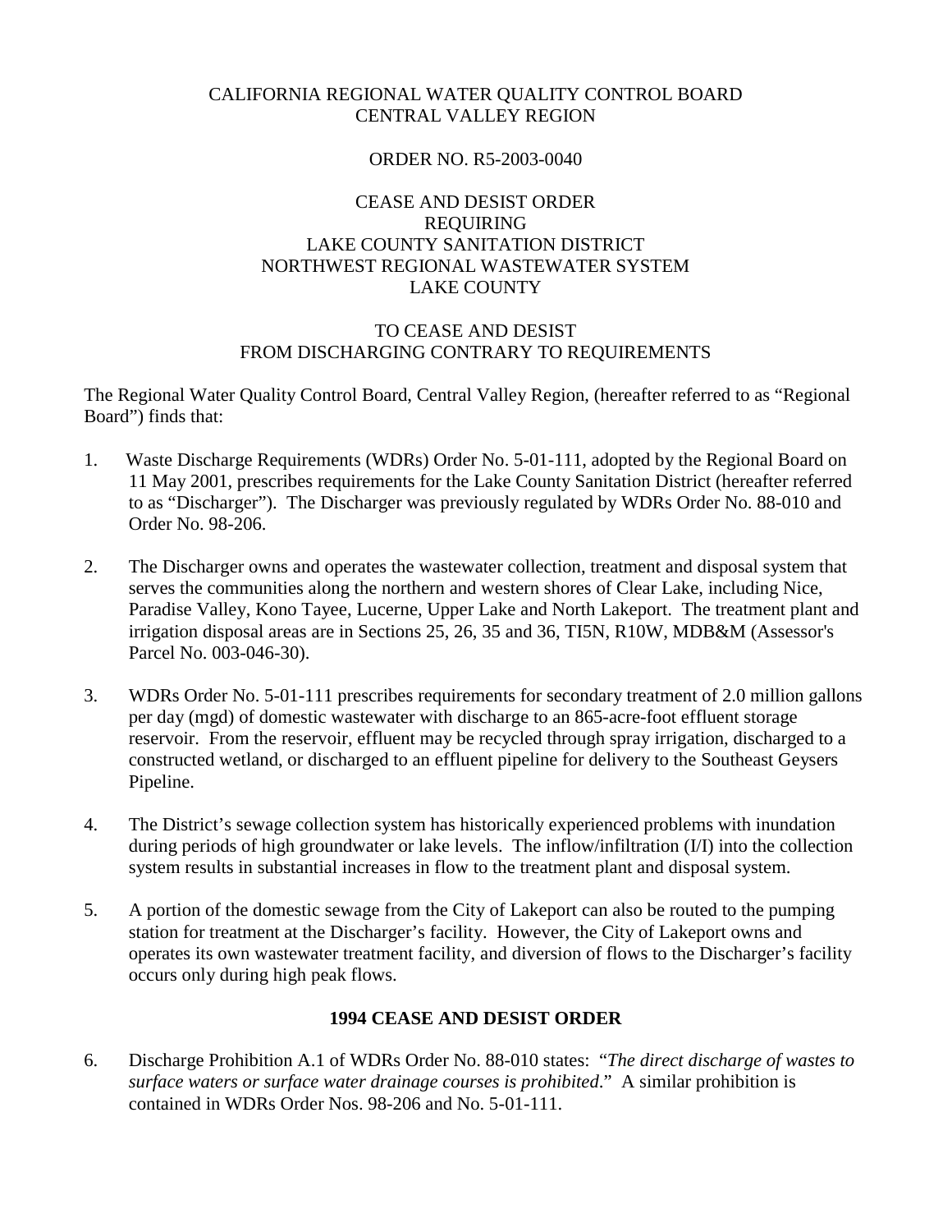CALIFORNIA REGIONAL WATER QUALITY CONTROL BOARD
CENTRAL VALLEY REGION

ORDER NO. R5-2003-0040

CEASE AND DESIST ORDER
REQUIRING
LAKE COUNTY SANITATION DISTRICT
NORTHWEST REGIONAL WASTEWATER SYSTEM
LAKE COUNTY

TO CEASE AND DESIST
FROM DISCHARGING CONTRARY TO REQUIREMENTS

The Regional Water Quality Control Board, Central Valley Region, (hereafter referred to as "Regional Board") finds that:

1. Waste Discharge Requirements (WDRs) Order No. 5-01-111, adopted by the Regional Board on 11 May 2001, prescribes requirements for the Lake County Sanitation District (hereafter referred to as "Discharger"). The Discharger was previously regulated by WDRs Order No. 88-010 and Order No. 98-206.

2. The Discharger owns and operates the wastewater collection, treatment and disposal system that serves the communities along the northern and western shores of Clear Lake, including Nice, Paradise Valley, Kono Tayee, Lucerne, Upper Lake and North Lakeport. The treatment plant and irrigation disposal areas are in Sections 25, 26, 35 and 36, TI5N, R10W, MDB&M (Assessor's Parcel No. 003-046-30).

3. WDRs Order No. 5-01-111 prescribes requirements for secondary treatment of 2.0 million gallons per day (mgd) of domestic wastewater with discharge to an 865-acre-foot effluent storage reservoir. From the reservoir, effluent may be recycled through spray irrigation, discharged to a constructed wetland, or discharged to an effluent pipeline for delivery to the Southeast Geysers Pipeline.

4. The District's sewage collection system has historically experienced problems with inundation during periods of high groundwater or lake levels. The inflow/infiltration (I/I) into the collection system results in substantial increases in flow to the treatment plant and disposal system.

5. A portion of the domestic sewage from the City of Lakeport can also be routed to the pumping station for treatment at the Discharger's facility. However, the City of Lakeport owns and operates its own wastewater treatment facility, and diversion of flows to the Discharger's facility occurs only during high peak flows.

**1994 CEASE AND DESIST ORDER**

6. Discharge Prohibition A.1 of WDRs Order No. 88-010 states: "*The direct discharge of wastes to surface waters or surface water drainage courses is prohibited*." A similar prohibition is contained in WDRs Order Nos. 98-206 and No. 5-01-111.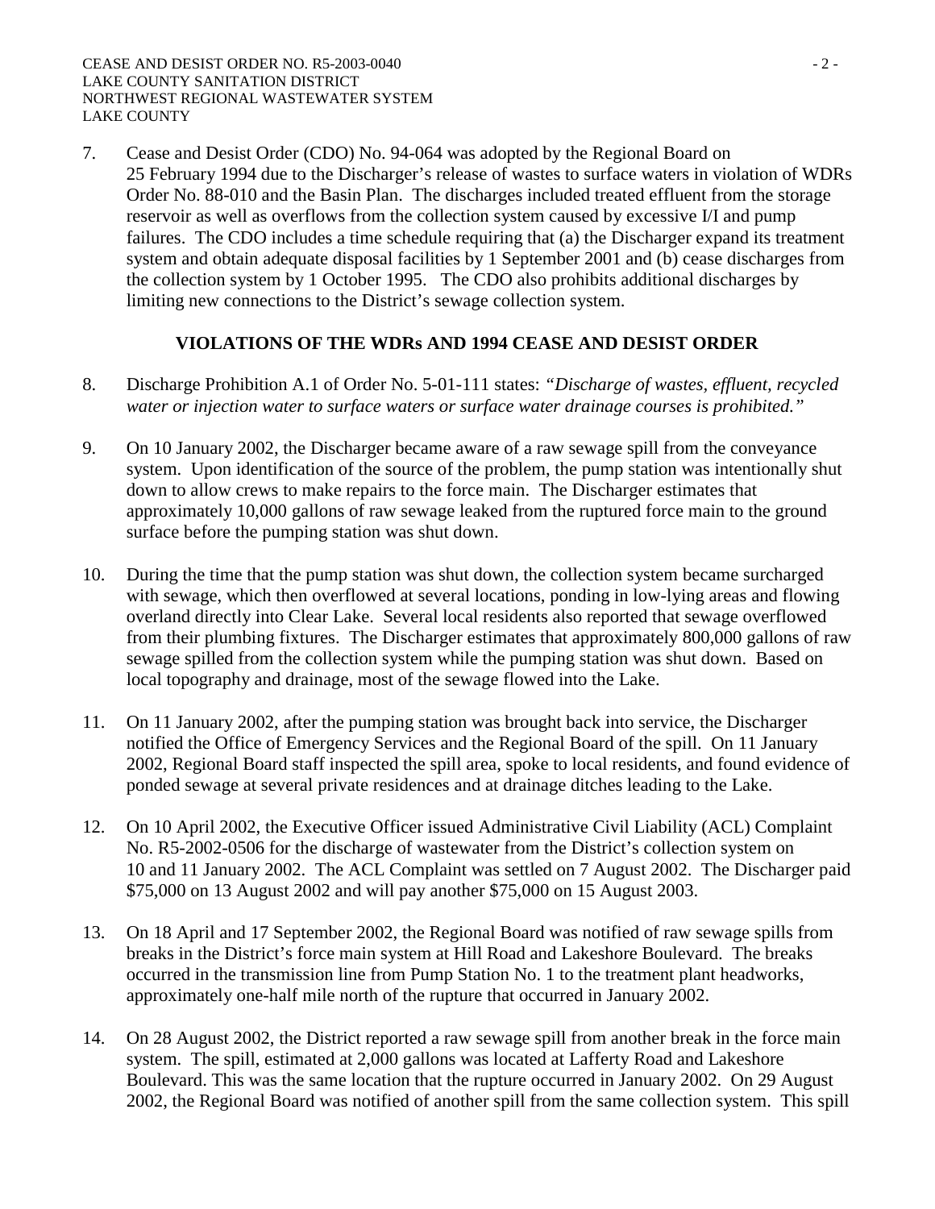7. Cease and Desist Order (CDO) No. 94-064 was adopted by the Regional Board on 25 February 1994 due to the Discharger's release of wastes to surface waters in violation of WDRs Order No. 88-010 and the Basin Plan. The discharges included treated effluent from the storage reservoir as well as overflows from the collection system caused by excessive I/I and pump failures. The CDO includes a time schedule requiring that (a) the Discharger expand its treatment system and obtain adequate disposal facilities by 1 September 2001 and (b) cease discharges from the collection system by 1 October 1995. The CDO also prohibits additional discharges by limiting new connections to the District's sewage collection system.

## VIOLATIONS OF THE WDRs AND 1994 CEASE AND DESIST ORDER

8. Discharge Prohibition A.1 of Order No. 5-01-111 states: *"Discharge of wastes, effluent, recycled water or injection water to surface waters or surface water drainage courses is prohibited."*

9. On 10 January 2002, the Discharger became aware of a raw sewage spill from the conveyance system. Upon identification of the source of the problem, the pump station was intentionally shut down to allow crews to make repairs to the force main. The Discharger estimates that approximately 10,000 gallons of raw sewage leaked from the ruptured force main to the ground surface before the pumping station was shut down.

10. During the time that the pump station was shut down, the collection system became surcharged with sewage, which then overflowed at several locations, ponding in low-lying areas and flowing overland directly into Clear Lake. Several local residents also reported that sewage overflowed from their plumbing fixtures. The Discharger estimates that approximately 800,000 gallons of raw sewage spilled from the collection system while the pumping station was shut down. Based on local topography and drainage, most of the sewage flowed into the Lake.

11. On 11 January 2002, after the pumping station was brought back into service, the Discharger notified the Office of Emergency Services and the Regional Board of the spill. On 11 January 2002, Regional Board staff inspected the spill area, spoke to local residents, and found evidence of ponded sewage at several private residences and at drainage ditches leading to the Lake.

12. On 10 April 2002, the Executive Officer issued Administrative Civil Liability (ACL) Complaint No. R5-2002-0506 for the discharge of wastewater from the District's collection system on 10 and 11 January 2002. The ACL Complaint was settled on 7 August 2002. The Discharger paid $75,000 on 13 August 2002 and will pay another $75,000 on 15 August 2003.

13. On 18 April and 17 September 2002, the Regional Board was notified of raw sewage spills from breaks in the District's force main system at Hill Road and Lakeshore Boulevard. The breaks occurred in the transmission line from Pump Station No. 1 to the treatment plant headworks, approximately one-half mile north of the rupture that occurred in January 2002.

14. On 28 August 2002, the District reported a raw sewage spill from another break in the force main system. The spill, estimated at 2,000 gallons was located at Lafferty Road and Lakeshore Boulevard. This was the same location that the rupture occurred in January 2002. On 29 August 2002, the Regional Board was notified of another spill from the same collection system. This spill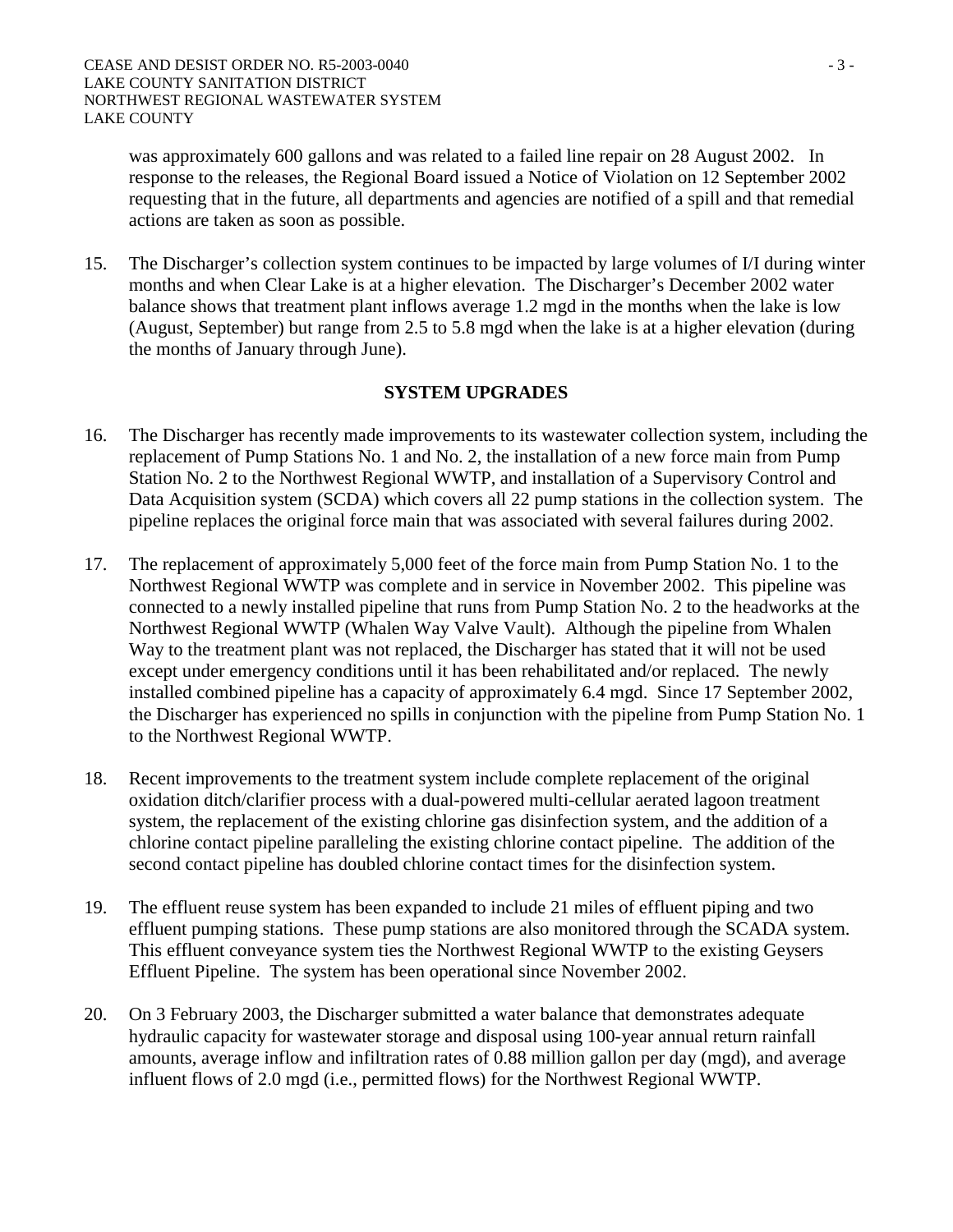was approximately 600 gallons and was related to a failed line repair on 28 August 2002. In response to the releases, the Regional Board issued a Notice of Violation on 12 September 2002 requesting that in the future, all departments and agencies are notified of a spill and that remedial actions are taken as soon as possible.

15. The Discharger's collection system continues to be impacted by large volumes of I/I during winter months and when Clear Lake is at a higher elevation. The Discharger's December 2002 water balance shows that treatment plant inflows average 1.2 mgd in the months when the lake is low (August, September) but range from 2.5 to 5.8 mgd when the lake is at a higher elevation (during the months of January through June).

## SYSTEM UPGRADES

16. The Discharger has recently made improvements to its wastewater collection system, including the replacement of Pump Stations No. 1 and No. 2, the installation of a new force main from Pump Station No. 2 to the Northwest Regional WWTP, and installation of a Supervisory Control and Data Acquisition system (SCDA) which covers all 22 pump stations in the collection system. The pipeline replaces the original force main that was associated with several failures during 2002.

17. The replacement of approximately 5,000 feet of the force main from Pump Station No. 1 to the Northwest Regional WWTP was complete and in service in November 2002. This pipeline was connected to a newly installed pipeline that runs from Pump Station No. 2 to the headworks at the Northwest Regional WWTP (Whalen Way Valve Vault). Although the pipeline from Whalen Way to the treatment plant was not replaced, the Discharger has stated that it will not be used except under emergency conditions until it has been rehabilitated and/or replaced. The newly installed combined pipeline has a capacity of approximately 6.4 mgd. Since 17 September 2002, the Discharger has experienced no spills in conjunction with the pipeline from Pump Station No. 1 to the Northwest Regional WWTP.

18. Recent improvements to the treatment system include complete replacement of the original oxidation ditch/clarifier process with a dual-powered multi-cellular aerated lagoon treatment system, the replacement of the existing chlorine gas disinfection system, and the addition of a chlorine contact pipeline paralleling the existing chlorine contact pipeline. The addition of the second contact pipeline has doubled chlorine contact times for the disinfection system.

19. The effluent reuse system has been expanded to include 21 miles of effluent piping and two effluent pumping stations. These pump stations are also monitored through the SCADA system. This effluent conveyance system ties the Northwest Regional WWTP to the existing Geysers Effluent Pipeline. The system has been operational since November 2002.

20. On 3 February 2003, the Discharger submitted a water balance that demonstrates adequate hydraulic capacity for wastewater storage and disposal using 100-year annual return rainfall amounts, average inflow and infiltration rates of 0.88 million gallon per day (mgd), and average influent flows of 2.0 mgd (i.e., permitted flows) for the Northwest Regional WWTP.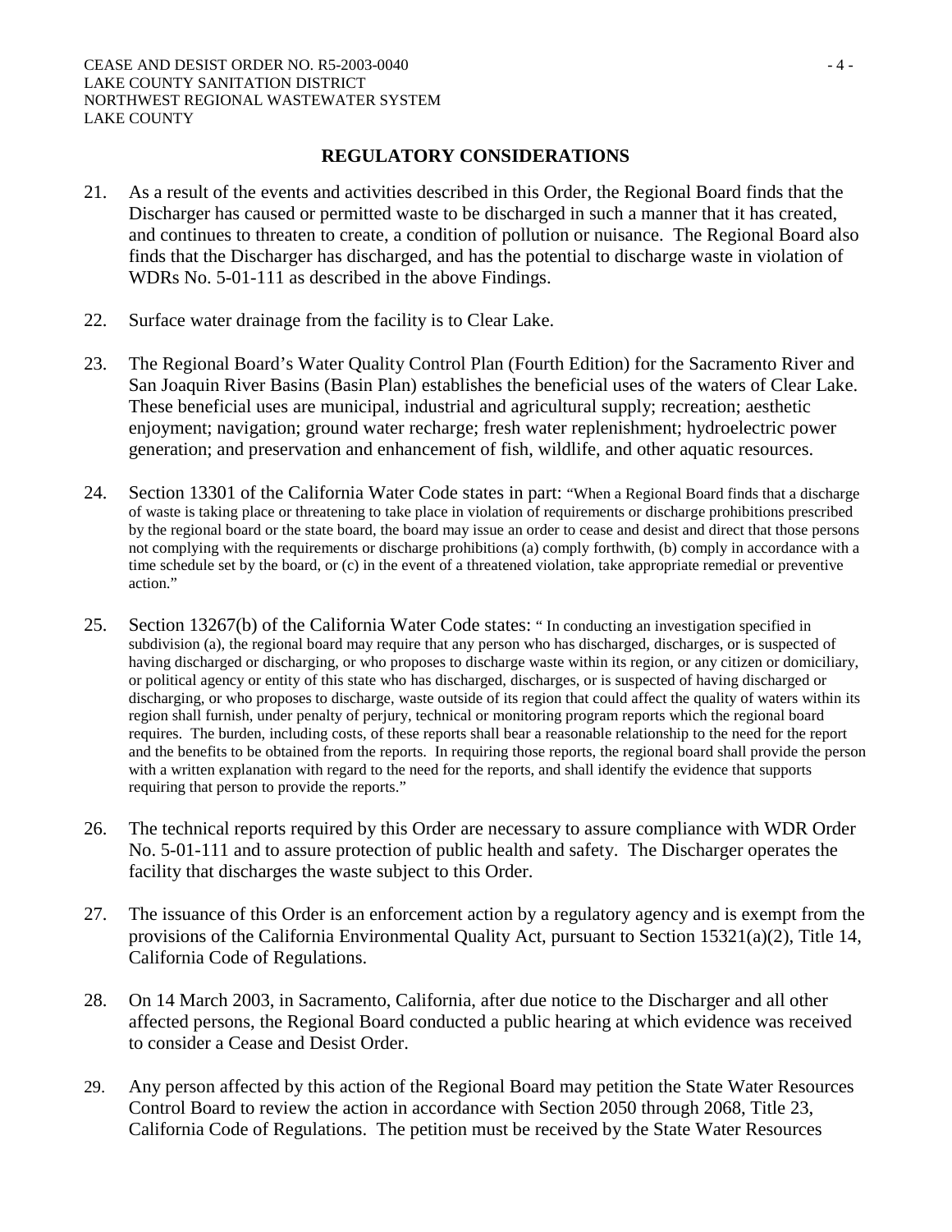## REGULATORY CONSIDERATIONS

21. As a result of the events and activities described in this Order, the Regional Board finds that the Discharger has caused or permitted waste to be discharged in such a manner that it has created, and continues to threaten to create, a condition of pollution or nuisance. The Regional Board also finds that the Discharger has discharged, and has the potential to discharge waste in violation of WDRs No. 5-01-111 as described in the above Findings.

22. Surface water drainage from the facility is to Clear Lake.

23. The Regional Board's Water Quality Control Plan (Fourth Edition) for the Sacramento River and San Joaquin River Basins (Basin Plan) establishes the beneficial uses of the waters of Clear Lake. These beneficial uses are municipal, industrial and agricultural supply; recreation; aesthetic enjoyment; navigation; ground water recharge; fresh water replenishment; hydroelectric power generation; and preservation and enhancement of fish, wildlife, and other aquatic resources.

24. Section 13301 of the California Water Code states in part: "When a Regional Board finds that a discharge of waste is taking place or threatening to take place in violation of requirements or discharge prohibitions prescribed by the regional board or the state board, the board may issue an order to cease and desist and direct that those persons not complying with the requirements or discharge prohibitions (a) comply forthwith, (b) comply in accordance with a time schedule set by the board, or (c) in the event of a threatened violation, take appropriate remedial or preventive action."

25. Section 13267(b) of the California Water Code states: " In conducting an investigation specified in subdivision (a), the regional board may require that any person who has discharged, discharges, or is suspected of having discharged or discharging, or who proposes to discharge waste within its region, or any citizen or domiciliary, or political agency or entity of this state who has discharged, discharges, or is suspected of having discharged or discharging, or who proposes to discharge, waste outside of its region that could affect the quality of waters within its region shall furnish, under penalty of perjury, technical or monitoring program reports which the regional board requires. The burden, including costs, of these reports shall bear a reasonable relationship to the need for the report and the benefits to be obtained from the reports. In requiring those reports, the regional board shall provide the person with a written explanation with regard to the need for the reports, and shall identify the evidence that supports requiring that person to provide the reports."

26. The technical reports required by this Order are necessary to assure compliance with WDR Order No. 5-01-111 and to assure protection of public health and safety. The Discharger operates the facility that discharges the waste subject to this Order.

27. The issuance of this Order is an enforcement action by a regulatory agency and is exempt from the provisions of the California Environmental Quality Act, pursuant to Section 15321(a)(2), Title 14, California Code of Regulations.

28. On 14 March 2003, in Sacramento, California, after due notice to the Discharger and all other affected persons, the Regional Board conducted a public hearing at which evidence was received to consider a Cease and Desist Order.

29. Any person affected by this action of the Regional Board may petition the State Water Resources Control Board to review the action in accordance with Section 2050 through 2068, Title 23, California Code of Regulations. The petition must be received by the State Water Resources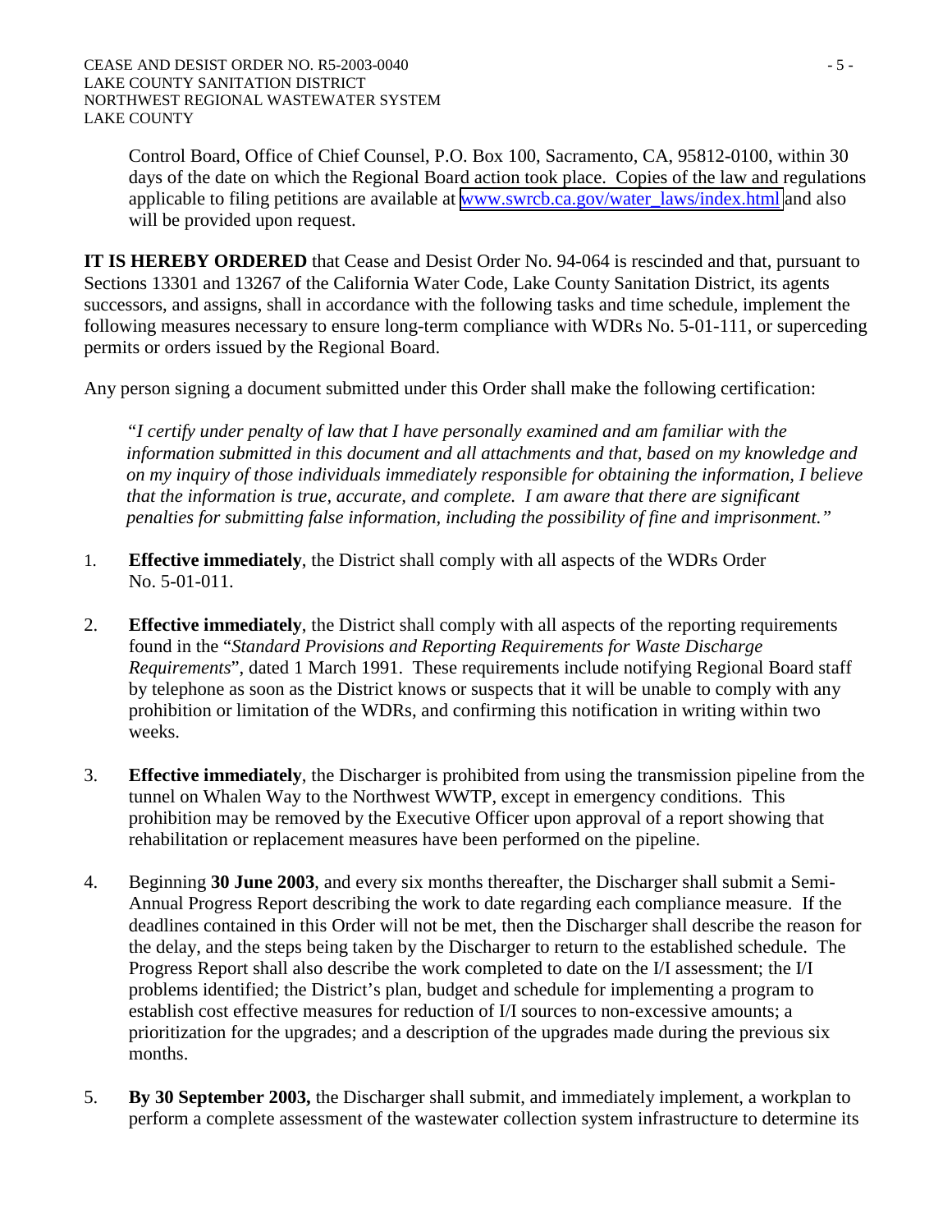Control Board, Office of Chief Counsel, P.O. Box 100, Sacramento, CA, 95812-0100, within 30 days of the date on which the Regional Board action took place. Copies of the law and regulations applicable to filing petitions are available at www.swrcb.ca.gov/water_laws/index.html and also will be provided upon request.

**IT IS HEREBY ORDERED** that Cease and Desist Order No. 94-064 is rescinded and that, pursuant to Sections 13301 and 13267 of the California Water Code, Lake County Sanitation District, its agents successors, and assigns, shall in accordance with the following tasks and time schedule, implement the following measures necessary to ensure long-term compliance with WDRs No. 5-01-111, or superceding permits or orders issued by the Regional Board.

Any person signing a document submitted under this Order shall make the following certification:

> *"I certify under penalty of law that I have personally examined and am familiar with the information submitted in this document and all attachments and that, based on my knowledge and on my inquiry of those individuals immediately responsible for obtaining the information, I believe that the information is true, accurate, and complete. I am aware that there are significant penalties for submitting false information, including the possibility of fine and imprisonment."*

1. **Effective immediately**, the District shall comply with all aspects of the WDRs Order No. 5-01-011.

2. **Effective immediately**, the District shall comply with all aspects of the reporting requirements found in the "*Standard Provisions and Reporting Requirements for Waste Discharge Requirements*", dated 1 March 1991. These requirements include notifying Regional Board staff by telephone as soon as the District knows or suspects that it will be unable to comply with any prohibition or limitation of the WDRs, and confirming this notification in writing within two weeks.

3. **Effective immediately**, the Discharger is prohibited from using the transmission pipeline from the tunnel on Whalen Way to the Northwest WWTP, except in emergency conditions. This prohibition may be removed by the Executive Officer upon approval of a report showing that rehabilitation or replacement measures have been performed on the pipeline.

4. Beginning **30 June 2003**, and every six months thereafter, the Discharger shall submit a Semi-Annual Progress Report describing the work to date regarding each compliance measure. If the deadlines contained in this Order will not be met, then the Discharger shall describe the reason for the delay, and the steps being taken by the Discharger to return to the established schedule. The Progress Report shall also describe the work completed to date on the I/I assessment; the I/I problems identified; the District's plan, budget and schedule for implementing a program to establish cost effective measures for reduction of I/I sources to non-excessive amounts; a prioritization for the upgrades; and a description of the upgrades made during the previous six months.

5. **By 30 September 2003,** the Discharger shall submit, and immediately implement, a workplan to perform a complete assessment of the wastewater collection system infrastructure to determine its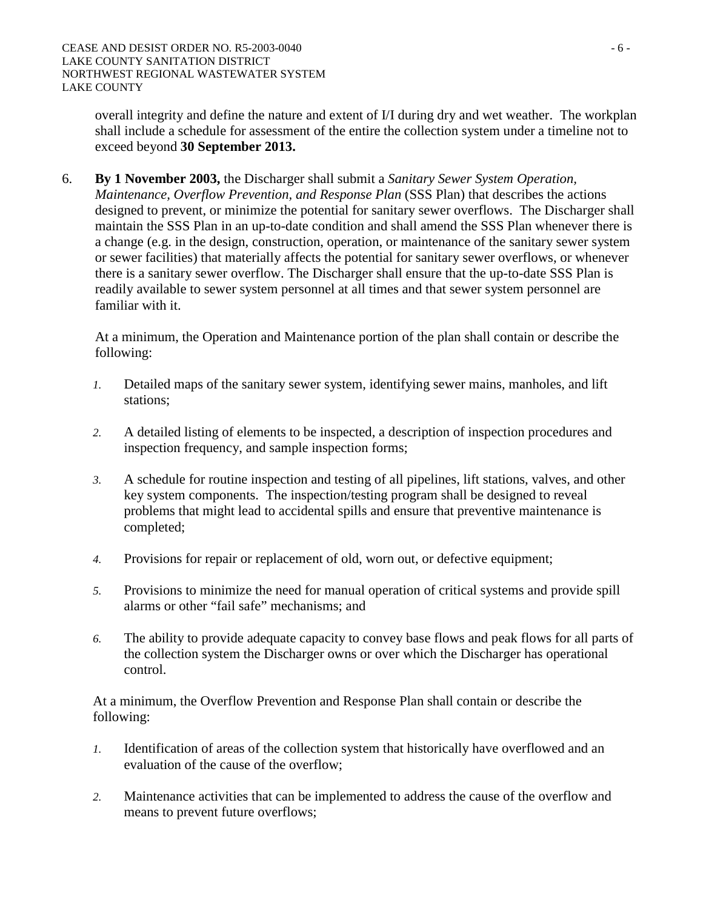overall integrity and define the nature and extent of I/I during dry and wet weather. The workplan shall include a schedule for assessment of the entire the collection system under a timeline not to exceed beyond **30 September 2013.**

6. **By 1 November 2003,** the Discharger shall submit a *Sanitary Sewer System Operation, Maintenance, Overflow Prevention, and Response Plan* (SSS Plan) that describes the actions designed to prevent, or minimize the potential for sanitary sewer overflows. The Discharger shall maintain the SSS Plan in an up-to-date condition and shall amend the SSS Plan whenever there is a change (e.g. in the design, construction, operation, or maintenance of the sanitary sewer system or sewer facilities) that materially affects the potential for sanitary sewer overflows, or whenever there is a sanitary sewer overflow. The Discharger shall ensure that the up-to-date SSS Plan is readily available to sewer system personnel at all times and that sewer system personnel are familiar with it.

   At a minimum, the Operation and Maintenance portion of the plan shall contain or describe the following:

   1. Detailed maps of the sanitary sewer system, identifying sewer mains, manholes, and lift stations;

   2. A detailed listing of elements to be inspected, a description of inspection procedures and inspection frequency, and sample inspection forms;

   3. A schedule for routine inspection and testing of all pipelines, lift stations, valves, and other key system components. The inspection/testing program shall be designed to reveal problems that might lead to accidental spills and ensure that preventive maintenance is completed;

   4. Provisions for repair or replacement of old, worn out, or defective equipment;

   5. Provisions to minimize the need for manual operation of critical systems and provide spill alarms or other "fail safe" mechanisms; and

   6. The ability to provide adequate capacity to convey base flows and peak flows for all parts of the collection system the Discharger owns or over which the Discharger has operational control.

   At a minimum, the Overflow Prevention and Response Plan shall contain or describe the following:

   1. Identification of areas of the collection system that historically have overflowed and an evaluation of the cause of the overflow;

   2. Maintenance activities that can be implemented to address the cause of the overflow and means to prevent future overflows;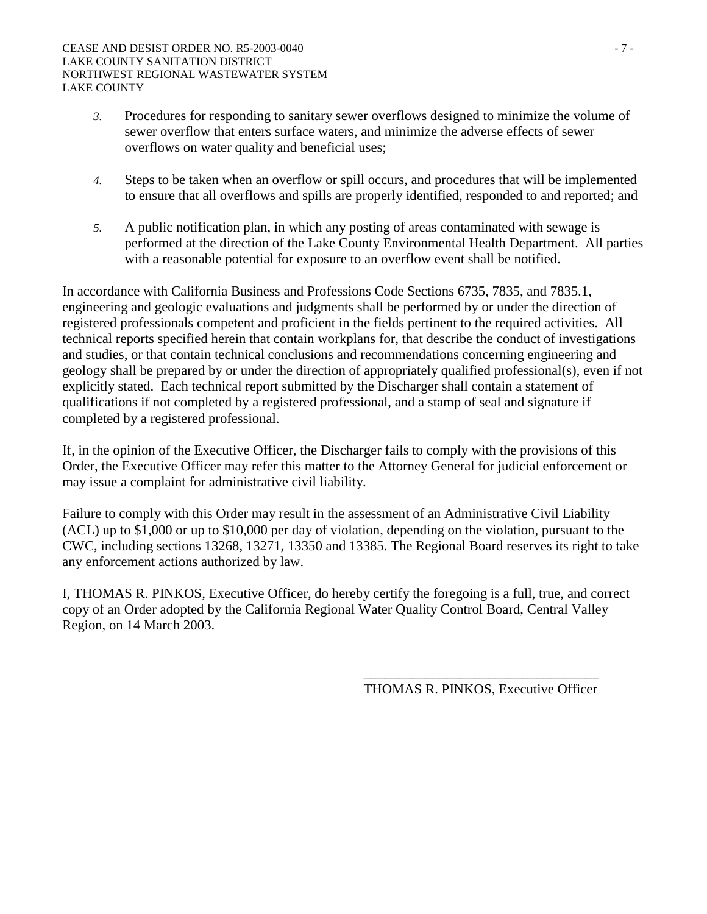3. Procedures for responding to sanitary sewer overflows designed to minimize the volume of sewer overflow that enters surface waters, and minimize the adverse effects of sewer overflows on water quality and beneficial uses;

4. Steps to be taken when an overflow or spill occurs, and procedures that will be implemented to ensure that all overflows and spills are properly identified, responded to and reported; and

5. A public notification plan, in which any posting of areas contaminated with sewage is performed at the direction of the Lake County Environmental Health Department. All parties with a reasonable potential for exposure to an overflow event shall be notified.

In accordance with California Business and Professions Code Sections 6735, 7835, and 7835.1, engineering and geologic evaluations and judgments shall be performed by or under the direction of registered professionals competent and proficient in the fields pertinent to the required activities. All technical reports specified herein that contain workplans for, that describe the conduct of investigations and studies, or that contain technical conclusions and recommendations concerning engineering and geology shall be prepared by or under the direction of appropriately qualified professional(s), even if not explicitly stated. Each technical report submitted by the Discharger shall contain a statement of qualifications if not completed by a registered professional, and a stamp of seal and signature if completed by a registered professional.

If, in the opinion of the Executive Officer, the Discharger fails to comply with the provisions of this Order, the Executive Officer may refer this matter to the Attorney General for judicial enforcement or may issue a complaint for administrative civil liability.

Failure to comply with this Order may result in the assessment of an Administrative Civil Liability (ACL) up to $1,000 or up to $10,000 per day of violation, depending on the violation, pursuant to the CWC, including sections 13268, 13271, 13350 and 13385. The Regional Board reserves its right to take any enforcement actions authorized by law.

I, THOMAS R. PINKOS, Executive Officer, do hereby certify the foregoing is a full, true, and correct copy of an Order adopted by the California Regional Water Quality Control Board, Central Valley Region, on 14 March 2003.

\_\_\_\_\_\_\_\_\_\_\_\_\_\_\_\_\_\_\_\_\_\_\_\_\_\_\_\_\_\_\_\_\_\_

THOMAS R. PINKOS, Executive Officer